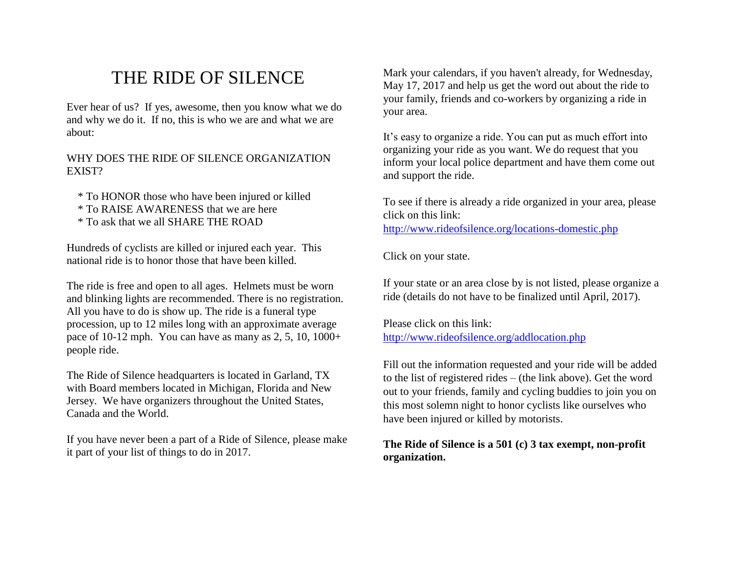# THE RIDE OF SILENCE

Ever hear of us? If yes, awesome, then you know what we do and why we do it. If no, this is who we are and what we are about:

WHY DOES THE RIDE OF SILENCE ORGANIZATION EXIST?

* To HONOR those who have been injured or killed
* To RAISE AWARENESS that we are here
* To ask that we all SHARE THE ROAD

Hundreds of cyclists are killed or injured each year. This national ride is to honor those that have been killed.

The ride is free and open to all ages. Helmets must be worn and blinking lights are recommended. There is no registration. All you have to do is show up. The ride is a funeral type procession, up to 12 miles long with an approximate average pace of 10-12 mph. You can have as many as 2, 5, 10, 1000+ people ride.

The Ride of Silence headquarters is located in Garland, TX with Board members located in Michigan, Florida and New Jersey. We have organizers throughout the United States, Canada and the World.

If you have never been a part of a Ride of Silence, please make it part of your list of things to do in 2017.

Mark your calendars, if you haven't already, for Wednesday, May 17, 2017 and help us get the word out about the ride to your family, friends and co-workers by organizing a ride in your area.

It's easy to organize a ride. You can put as much effort into organizing your ride as you want. We do request that you inform your local police department and have them come out and support the ride.

To see if there is already a ride organized in your area, please click on this link:
http://www.rideofsilence.org/locations-domestic.php

Click on your state.

If your state or an area close by is not listed, please organize a ride (details do not have to be finalized until April, 2017).

Please click on this link:
http://www.rideofsilence.org/addlocation.php

Fill out the information requested and your ride will be added to the list of registered rides – (the link above). Get the word out to your friends, family and cycling buddies to join you on this most solemn night to honor cyclists like ourselves who have been injured or killed by motorists.

**The Ride of Silence is a 501 (c) 3 tax exempt, non-profit organization.**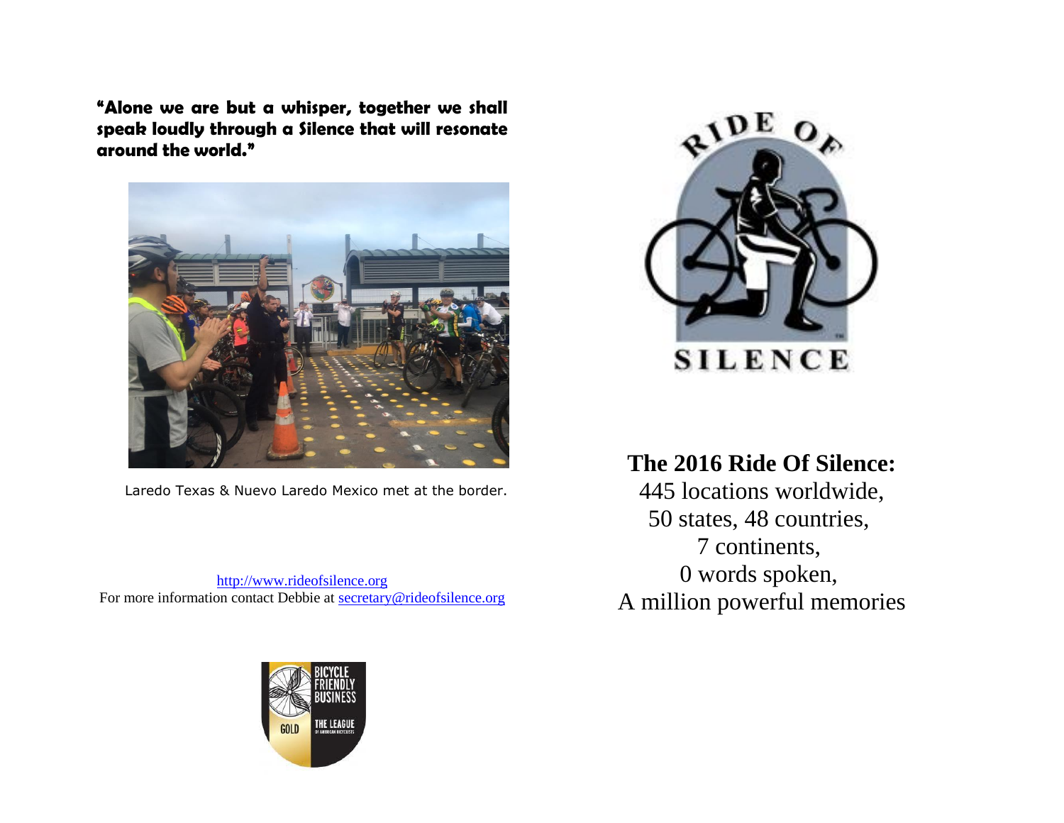**"Alone we are but a whisper, together we shall speak loudly through a Silence that will resonate around the world."**

Laredo Texas & Nuevo Laredo Mexico met at the border.

http://www.rideofsilence.org
For more information contact Debbie at secretary@rideofsilence.org

## The 2016 Ride Of Silence:

445 locations worldwide,
50 states, 48 countries,
7 continents,
0 words spoken,
A million powerful memories